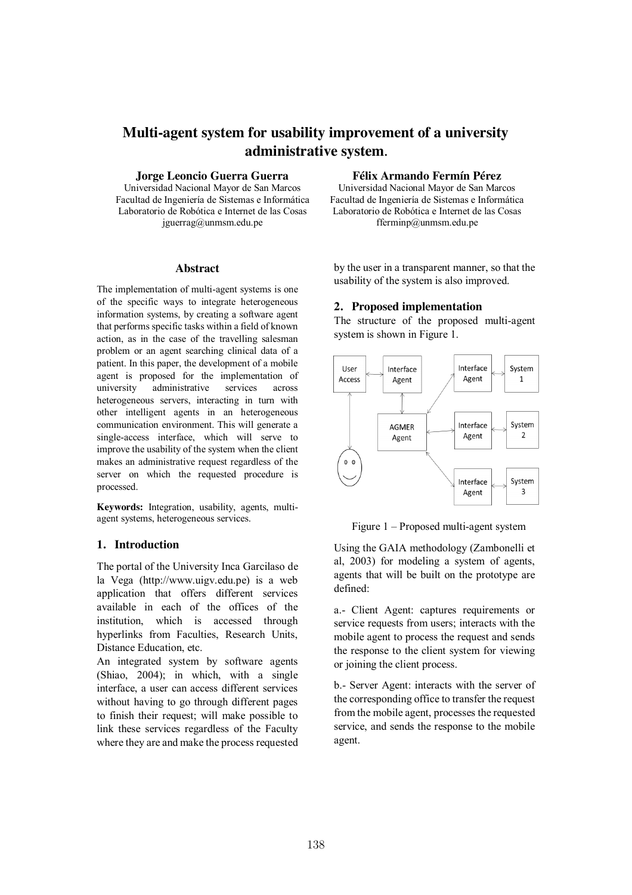# Multi-agent system for usability improvement of a university administrative system.

**Jorge Leoncio Guerra Guerra**
Universidad Nacional Mayor de San Marcos
Facultad de Ingeniería de Sistemas e Informática
Laboratorio de Robótica e Internet de las Cosas
jguerrag@unmsm.edu.pe

**Félix Armando Fermín Pérez**
Universidad Nacional Mayor de San Marcos
Facultad de Ingeniería de Sistemas e Informática
Laboratorio de Robótica e Internet de las Cosas
fferminp@unmsm.edu.pe

### Abstract

The implementation of multi-agent systems is one of the specific ways to integrate heterogeneous information systems, by creating a software agent that performs specific tasks within a field of known action, as in the case of the travelling salesman problem or an agent searching clinical data of a patient. In this paper, the development of a mobile agent is proposed for the implementation of university administrative services across heterogeneous servers, interacting in turn with other intelligent agents in an heterogeneous communication environment. This will generate a single-access interface, which will serve to improve the usability of the system when the client makes an administrative request regardless of the server on which the requested procedure is processed.

**Keywords:** Integration, usability, agents, multi-agent systems, heterogeneous services.

## 1. Introduction

The portal of the University Inca Garcilaso de la Vega (http://www.uigv.edu.pe) is a web application that offers different services available in each of the offices of the institution, which is accessed through hyperlinks from Faculties, Research Units, Distance Education, etc.

An integrated system by software agents (Shiao, 2004); in which, with a single interface, a user can access different services without having to go through different pages to finish their request; will make possible to link these services regardless of the Faculty where they are and make the process requested by the user in a transparent manner, so that the usability of the system is also improved.

## 2. Proposed implementation

The structure of the proposed multi-agent system is shown in Figure 1.

Figure 1 – Proposed multi-agent system

Using the GAIA methodology (Zambonelli et al, 2003) for modeling a system of agents, agents that will be built on the prototype are defined:

a.- Client Agent: captures requirements or service requests from users; interacts with the mobile agent to process the request and sends the response to the client system for viewing or joining the client process.

b.- Server Agent: interacts with the server of the corresponding office to transfer the request from the mobile agent, processes the requested service, and sends the response to the mobile agent.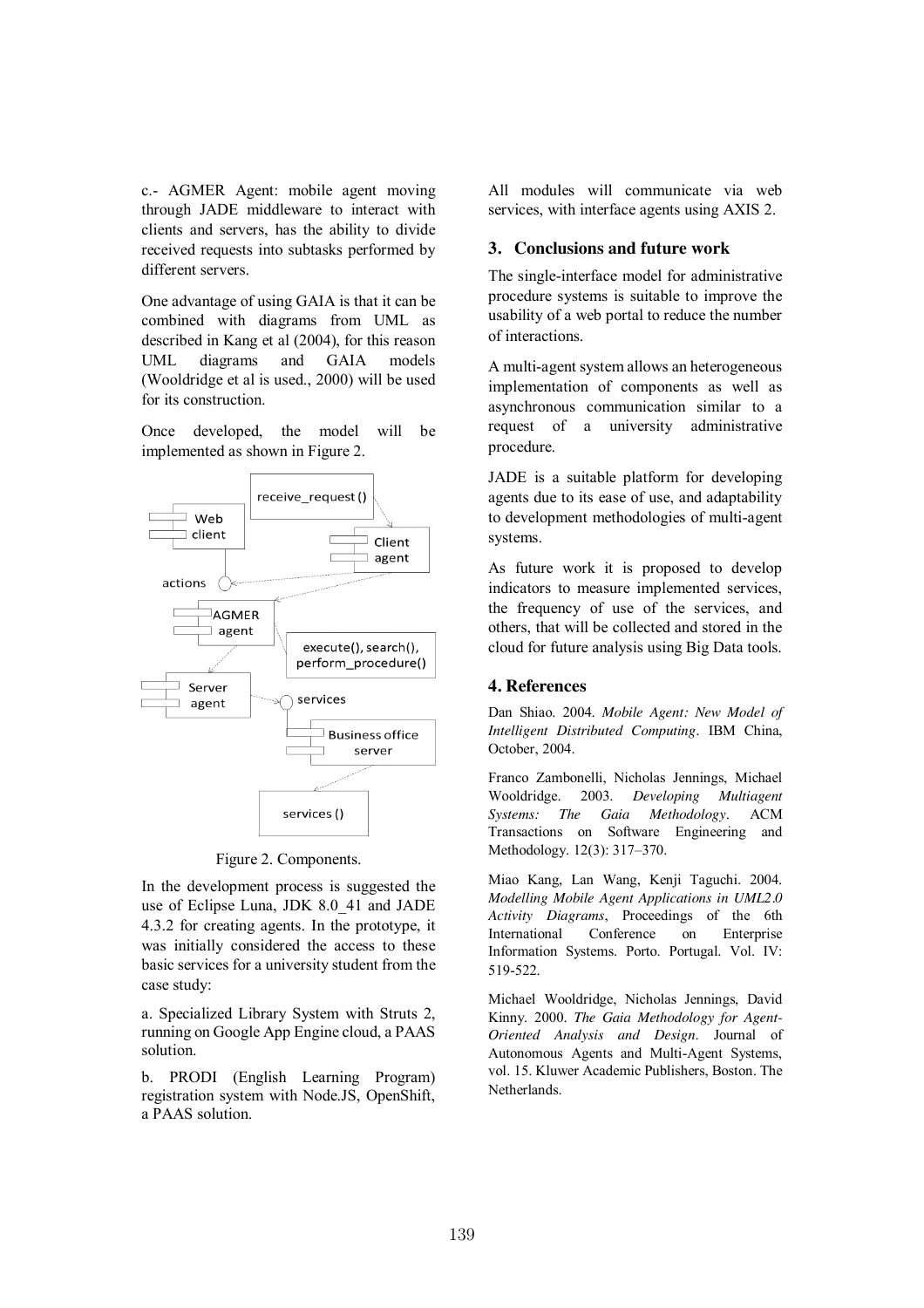c.- AGMER Agent: mobile agent moving through JADE middleware to interact with clients and servers, has the ability to divide received requests into subtasks performed by different servers.

One advantage of using GAIA is that it can be combined with diagrams from UML as described in Kang et al (2004), for this reason UML diagrams and GAIA models (Wooldridge et al is used., 2000) will be used for its construction.

Once developed, the model will be implemented as shown in Figure 2.

receive_request ()
Web client
Client agent
actions
AGMER agent
execute(), search(), perform_procedure()
Server agent
services
Business office server
services ()

Figure 2. Components.

In the development process is suggested the use of Eclipse Luna, JDK 8.0_41 and JADE 4.3.2 for creating agents. In the prototype, it was initially considered the access to these basic services for a university student from the case study:

a. Specialized Library System with Struts 2, running on Google App Engine cloud, a PAAS solution.

b. PRODI (English Learning Program) registration system with Node.JS, OpenShift, a PAAS solution.

All modules will communicate via web services, with interface agents using AXIS 2.

## 3. Conclusions and future work

The single-interface model for administrative procedure systems is suitable to improve the usability of a web portal to reduce the number of interactions.

A multi-agent system allows an heterogeneous implementation of components as well as asynchronous communication similar to a request of a university administrative procedure.

JADE is a suitable platform for developing agents due to its ease of use, and adaptability to development methodologies of multi-agent systems.

As future work it is proposed to develop indicators to measure implemented services, the frequency of use of the services, and others, that will be collected and stored in the cloud for future analysis using Big Data tools.

## 4. References

Dan Shiao. 2004. *Mobile Agent: New Model of Intelligent Distributed Computing*. IBM China, October, 2004.

Franco Zambonelli, Nicholas Jennings, Michael Wooldridge. 2003. *Developing Multiagent Systems: The Gaia Methodology*. ACM Transactions on Software Engineering and Methodology. 12(3): 317–370.

Miao Kang, Lan Wang, Kenji Taguchi. 2004. *Modelling Mobile Agent Applications in UML2.0 Activity Diagrams*, Proceedings of the 6th International Conference on Enterprise Information Systems. Porto. Portugal. Vol. IV: 519-522.

Michael Wooldridge, Nicholas Jennings, David Kinny. 2000. *The Gaia Methodology for Agent-Oriented Analysis and Design*. Journal of Autonomous Agents and Multi-Agent Systems, vol. 15. Kluwer Academic Publishers, Boston. The Netherlands.